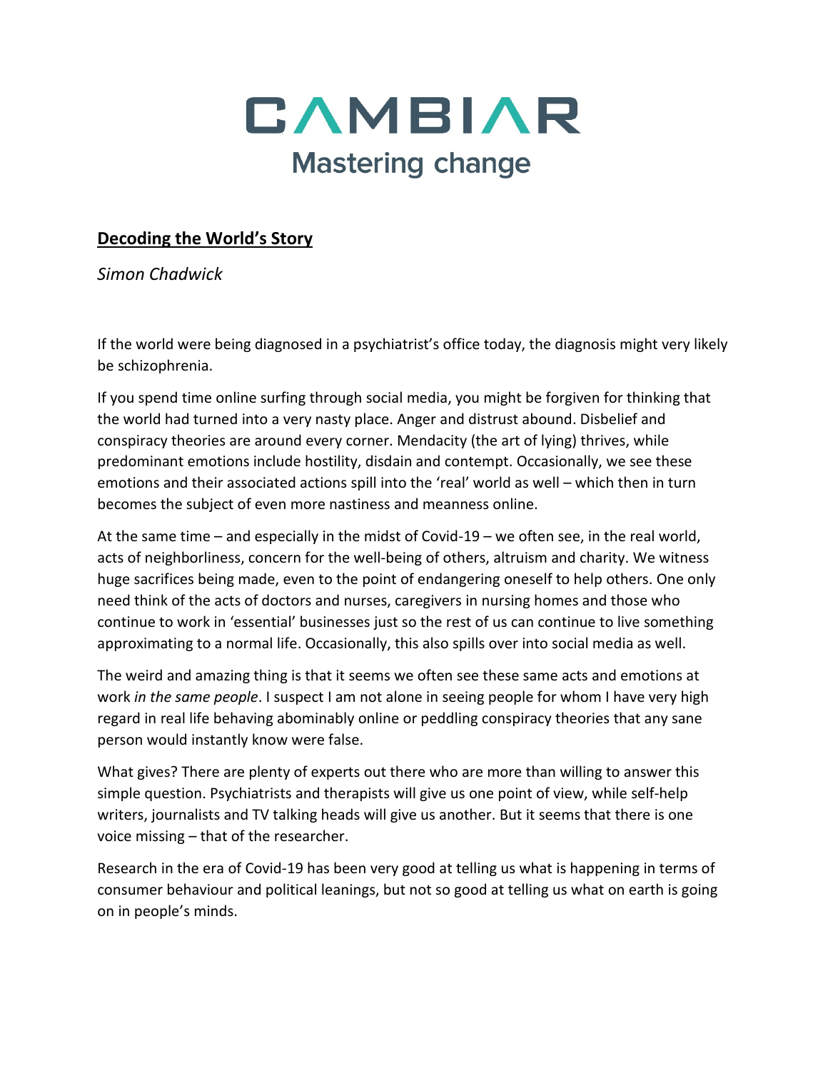# CAMBIAR
Mastering change

## Decoding the World's Story

*Simon Chadwick*

If the world were being diagnosed in a psychiatrist's office today, the diagnosis might very likely be schizophrenia.

If you spend time online surfing through social media, you might be forgiven for thinking that the world had turned into a very nasty place. Anger and distrust abound. Disbelief and conspiracy theories are around every corner. Mendacity (the art of lying) thrives, while predominant emotions include hostility, disdain and contempt. Occasionally, we see these emotions and their associated actions spill into the 'real' world as well – which then in turn becomes the subject of even more nastiness and meanness online.

At the same time – and especially in the midst of Covid-19 – we often see, in the real world, acts of neighborliness, concern for the well-being of others, altruism and charity. We witness huge sacrifices being made, even to the point of endangering oneself to help others. One only need think of the acts of doctors and nurses, caregivers in nursing homes and those who continue to work in 'essential' businesses just so the rest of us can continue to live something approximating to a normal life. Occasionally, this also spills over into social media as well.

The weird and amazing thing is that it seems we often see these same acts and emotions at work *in the same people*. I suspect I am not alone in seeing people for whom I have very high regard in real life behaving abominably online or peddling conspiracy theories that any sane person would instantly know were false.

What gives? There are plenty of experts out there who are more than willing to answer this simple question. Psychiatrists and therapists will give us one point of view, while self-help writers, journalists and TV talking heads will give us another. But it seems that there is one voice missing – that of the researcher.

Research in the era of Covid-19 has been very good at telling us what is happening in terms of consumer behaviour and political leanings, but not so good at telling us what on earth is going on in people's minds.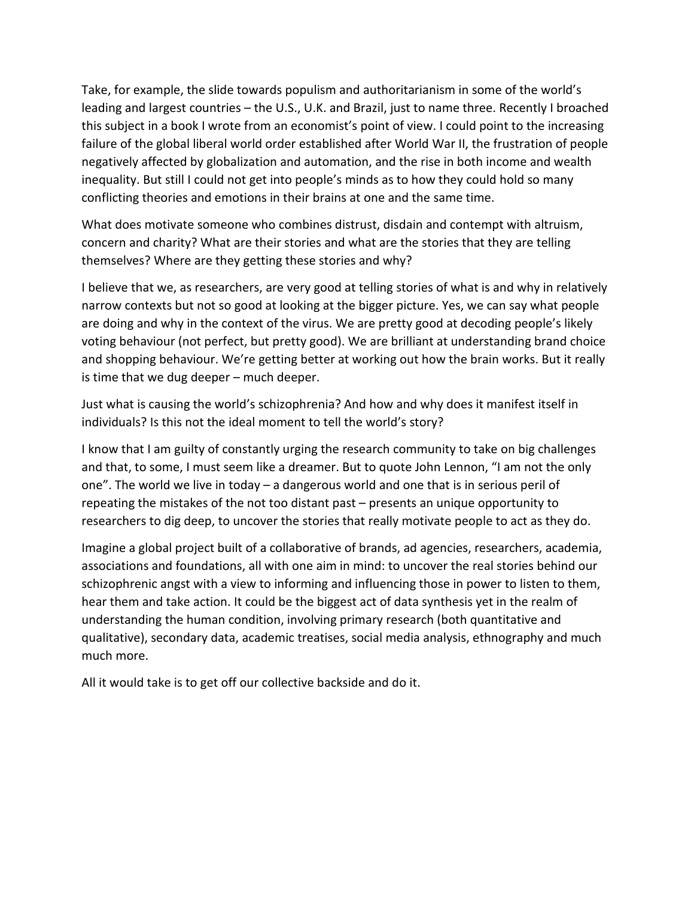Take, for example, the slide towards populism and authoritarianism in some of the world's leading and largest countries – the U.S., U.K. and Brazil, just to name three. Recently I broached this subject in a book I wrote from an economist's point of view. I could point to the increasing failure of the global liberal world order established after World War II, the frustration of people negatively affected by globalization and automation, and the rise in both income and wealth inequality. But still I could not get into people's minds as to how they could hold so many conflicting theories and emotions in their brains at one and the same time.

What does motivate someone who combines distrust, disdain and contempt with altruism, concern and charity? What are their stories and what are the stories that they are telling themselves? Where are they getting these stories and why?

I believe that we, as researchers, are very good at telling stories of what is and why in relatively narrow contexts but not so good at looking at the bigger picture. Yes, we can say what people are doing and why in the context of the virus. We are pretty good at decoding people's likely voting behaviour (not perfect, but pretty good). We are brilliant at understanding brand choice and shopping behaviour. We're getting better at working out how the brain works. But it really is time that we dug deeper – much deeper.

Just what is causing the world's schizophrenia? And how and why does it manifest itself in individuals? Is this not the ideal moment to tell the world's story?

I know that I am guilty of constantly urging the research community to take on big challenges and that, to some, I must seem like a dreamer. But to quote John Lennon, "I am not the only one". The world we live in today – a dangerous world and one that is in serious peril of repeating the mistakes of the not too distant past – presents an unique opportunity to researchers to dig deep, to uncover the stories that really motivate people to act as they do.

Imagine a global project built of a collaborative of brands, ad agencies, researchers, academia, associations and foundations, all with one aim in mind: to uncover the real stories behind our schizophrenic angst with a view to informing and influencing those in power to listen to them, hear them and take action. It could be the biggest act of data synthesis yet in the realm of understanding the human condition, involving primary research (both quantitative and qualitative), secondary data, academic treatises, social media analysis, ethnography and much much more.

All it would take is to get off our collective backside and do it.